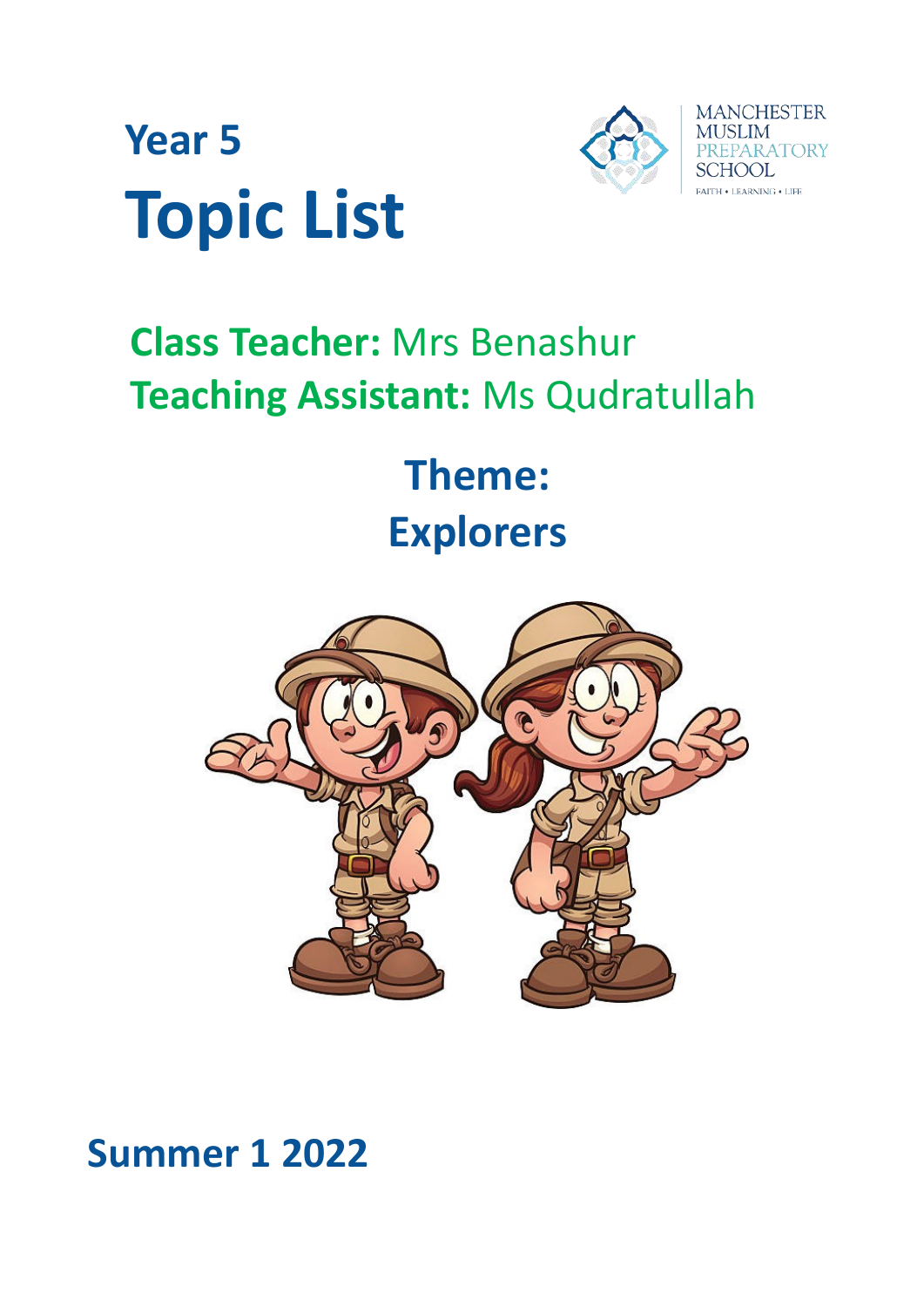# Year 5
# Topic List

MANCHESTER MUSLIM PREPARATORY SCHOOL

FAITH • LEARNING • LIFE

**Class Teacher:** Mrs Benashur

**Teaching Assistant:** Ms Qudratullah

## Theme:
## Explorers

## Summer 1 2022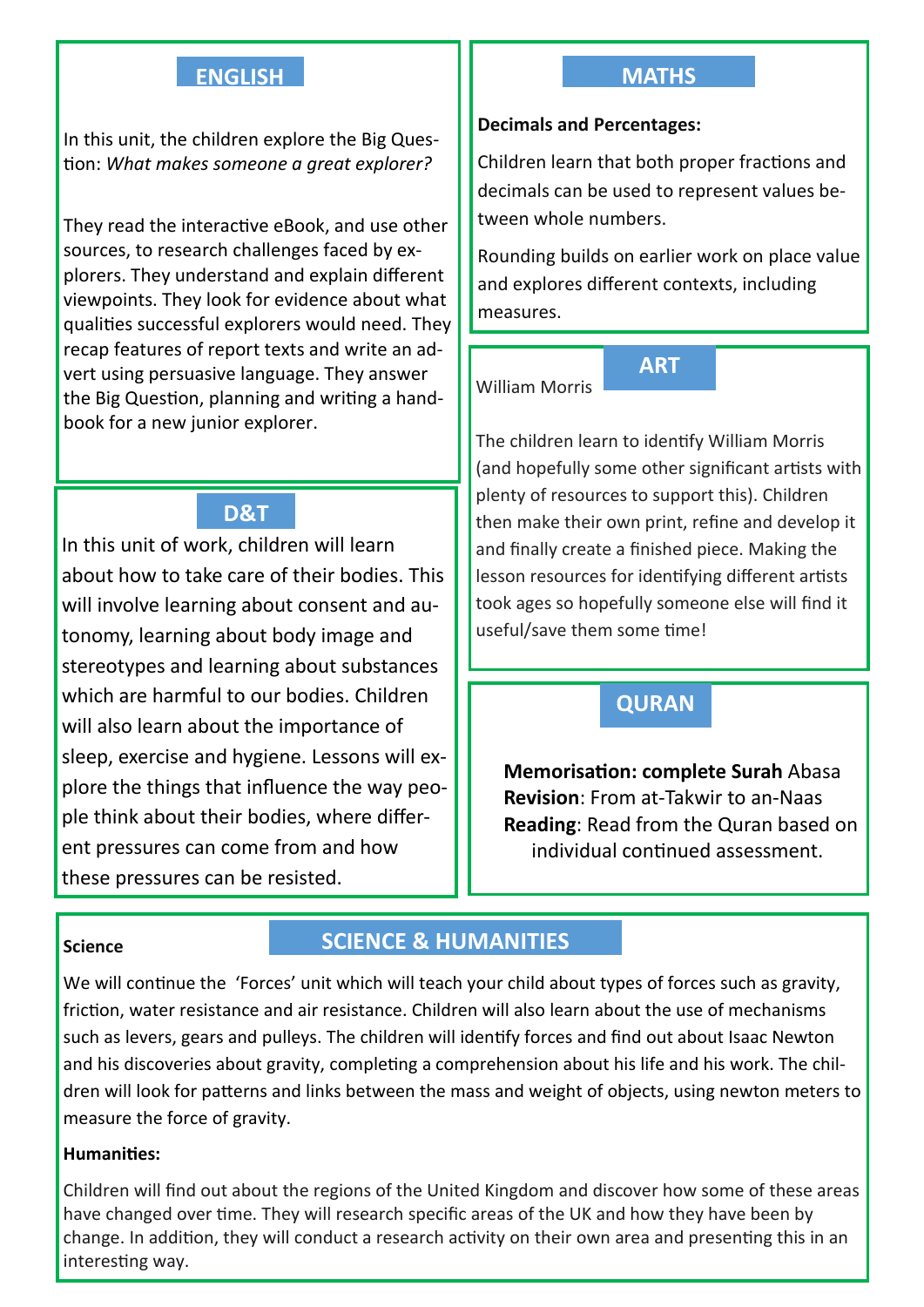## ENGLISH

In this unit, the children explore the Big Question: *What makes someone a great explorer?*

They read the interactive eBook, and use other sources, to research challenges faced by explorers. They understand and explain different viewpoints. They look for evidence about what qualities successful explorers would need. They recap features of report texts and write an advert using persuasive language. They answer the Big Question, planning and writing a handbook for a new junior explorer.

## MATHS

**Decimals and Percentages:**

Children learn that both proper fractions and decimals can be used to represent values between whole numbers.

Rounding builds on earlier work on place value and explores different contexts, including measures.

## D&T

In this unit of work, children will learn about how to take care of their bodies. This will involve learning about consent and autonomy, learning about body image and stereotypes and learning about substances which are harmful to our bodies. Children will also learn about the importance of sleep, exercise and hygiene. Lessons will explore the things that influence the way people think about their bodies, where different pressures can come from and how these pressures can be resisted.

## ART

William Morris

The children learn to identify William Morris (and hopefully some other significant artists with plenty of resources to support this). Children then make their own print, refine and develop it and finally create a finished piece. Making the lesson resources for identifying different artists took ages so hopefully someone else will find it useful/save them some time!

## QURAN

**Memorisation: complete Surah** Abasa
**Revision**: From at-Takwir to an-Naas
**Reading**: Read from the Quran based on individual continued assessment.

## SCIENCE & HUMANITIES

**Science**

We will continue the 'Forces' unit which will teach your child about types of forces such as gravity, friction, water resistance and air resistance. Children will also learn about the use of mechanisms such as levers, gears and pulleys. The children will identify forces and find out about Isaac Newton and his discoveries about gravity, completing a comprehension about his life and his work. The children will look for patterns and links between the mass and weight of objects, using newton meters to measure the force of gravity.

**Humanities:**

Children will find out about the regions of the United Kingdom and discover how some of these areas have changed over time. They will research specific areas of the UK and how they have been by change. In addition, they will conduct a research activity on their own area and presenting this in an interesting way.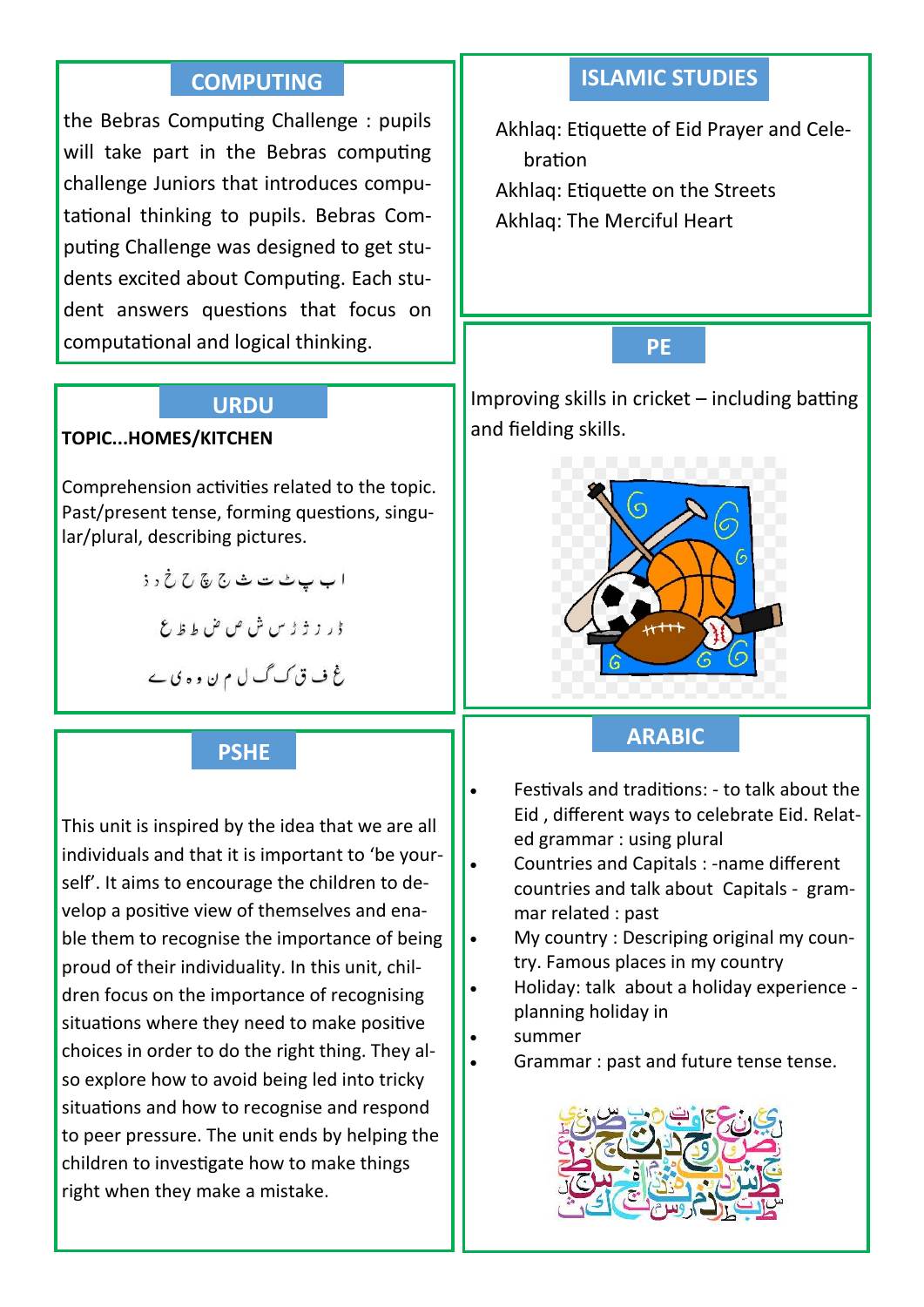## COMPUTING

the Bebras Computing Challenge : pupils will take part in the Bebras computing challenge Juniors that introduces computational thinking to pupils. Bebras Computing Challenge was designed to get students excited about Computing. Each student answers questions that focus on computational and logical thinking.

## URDU

**TOPIC...HOMES/KITCHEN**

Comprehension activities related to the topic. Past/present tense, forming questions, singular/plural, describing pictures.

ا ب پ ٹ ت ث ج چ ح خ د ڈ

ذ ر ڑ ز ژ س ش ص ض ط ظ ع

غ ف ق ک گ ل م ن و ہ ی ے

## PSHE

This unit is inspired by the idea that we are all individuals and that it is important to 'be yourself'. It aims to encourage the children to develop a positive view of themselves and enable them to recognise the importance of being proud of their individuality. In this unit, children focus on the importance of recognising situations where they need to make positive choices in order to do the right thing. They also explore how to avoid being led into tricky situations and how to recognise and respond to peer pressure. The unit ends by helping the children to investigate how to make things right when they make a mistake.

## ISLAMIC STUDIES

Akhlaq: Etiquette of Eid Prayer and Celebration

Akhlaq: Etiquette on the Streets

Akhlaq: The Merciful Heart

## PE

Improving skills in cricket – including batting and fielding skills.

## ARABIC

- Festivals and traditions: - to talk about the Eid , different ways to celebrate Eid. Related grammar : using plural
- Countries and Capitals : -name different countries and talk about Capitals - grammar related : past
- My country : Descriping original my country. Famous places in my country
- Holiday: talk about a holiday experience - planning holiday in
- summer
- Grammar : past and future tense tense.